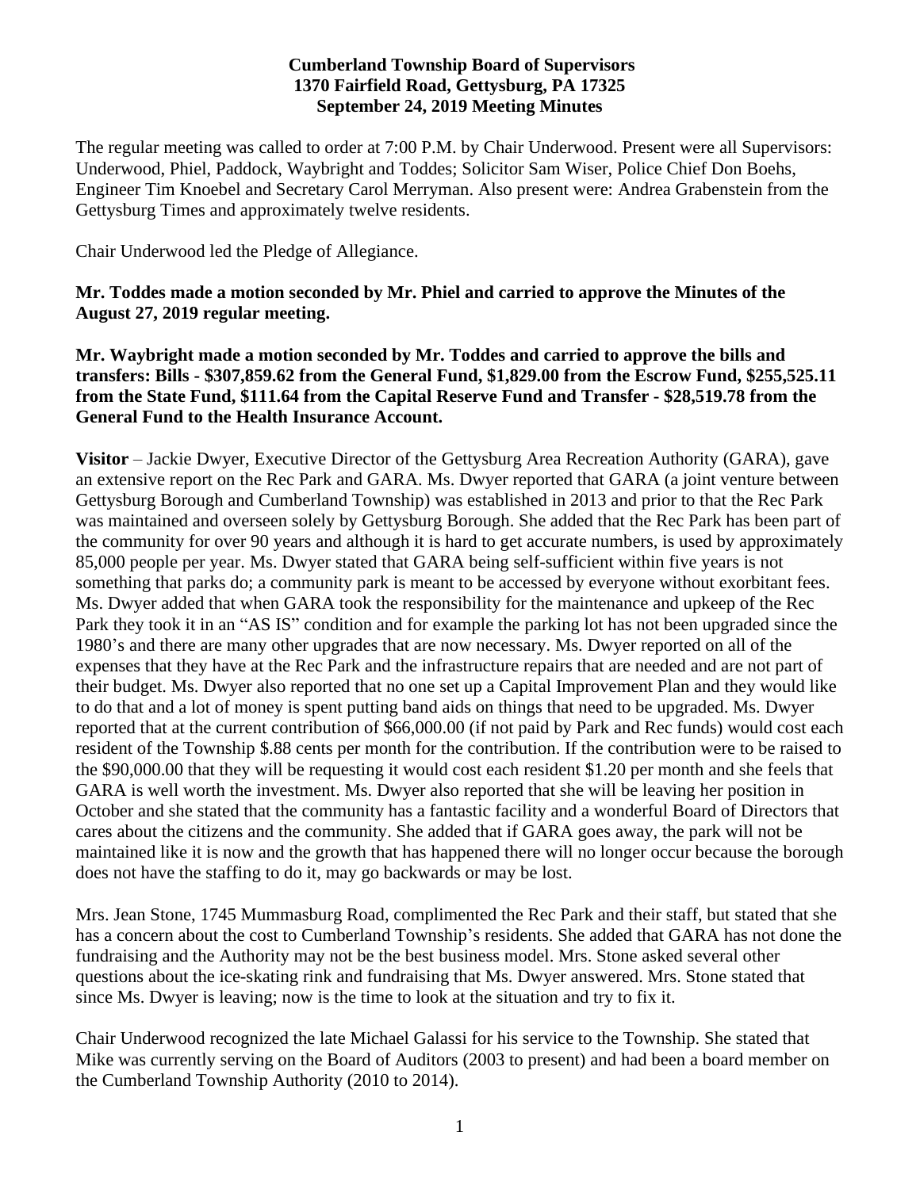**Cumberland Township Board of Supervisors**
**1370 Fairfield Road, Gettysburg, PA 17325**
**September 24, 2019 Meeting Minutes**

The regular meeting was called to order at 7:00 P.M. by Chair Underwood. Present were all Supervisors: Underwood, Phiel, Paddock, Waybright and Toddes; Solicitor Sam Wiser, Police Chief Don Boehs, Engineer Tim Knoebel and Secretary Carol Merryman. Also present were: Andrea Grabenstein from the Gettysburg Times and approximately twelve residents.

Chair Underwood led the Pledge of Allegiance.

**Mr. Toddes made a motion seconded by Mr. Phiel and carried to approve the Minutes of the August 27, 2019 regular meeting.**

**Mr. Waybright made a motion seconded by Mr. Toddes and carried to approve the bills and transfers: Bills - $307,859.62 from the General Fund, $1,829.00 from the Escrow Fund, $255,525.11 from the State Fund, $111.64 from the Capital Reserve Fund and Transfer - $28,519.78 from the General Fund to the Health Insurance Account.**

**Visitor** – Jackie Dwyer, Executive Director of the Gettysburg Area Recreation Authority (GARA), gave an extensive report on the Rec Park and GARA. Ms. Dwyer reported that GARA (a joint venture between Gettysburg Borough and Cumberland Township) was established in 2013 and prior to that the Rec Park was maintained and overseen solely by Gettysburg Borough. She added that the Rec Park has been part of the community for over 90 years and although it is hard to get accurate numbers, is used by approximately 85,000 people per year. Ms. Dwyer stated that GARA being self-sufficient within five years is not something that parks do; a community park is meant to be accessed by everyone without exorbitant fees. Ms. Dwyer added that when GARA took the responsibility for the maintenance and upkeep of the Rec Park they took it in an "AS IS" condition and for example the parking lot has not been upgraded since the 1980's and there are many other upgrades that are now necessary. Ms. Dwyer reported on all of the expenses that they have at the Rec Park and the infrastructure repairs that are needed and are not part of their budget. Ms. Dwyer also reported that no one set up a Capital Improvement Plan and they would like to do that and a lot of money is spent putting band aids on things that need to be upgraded. Ms. Dwyer reported that at the current contribution of $66,000.00 (if not paid by Park and Rec funds) would cost each resident of the Township $.88 cents per month for the contribution. If the contribution were to be raised to the $90,000.00 that they will be requesting it would cost each resident $1.20 per month and she feels that GARA is well worth the investment. Ms. Dwyer also reported that she will be leaving her position in October and she stated that the community has a fantastic facility and a wonderful Board of Directors that cares about the citizens and the community. She added that if GARA goes away, the park will not be maintained like it is now and the growth that has happened there will no longer occur because the borough does not have the staffing to do it, may go backwards or may be lost.

Mrs. Jean Stone, 1745 Mummasburg Road, complimented the Rec Park and their staff, but stated that she has a concern about the cost to Cumberland Township's residents. She added that GARA has not done the fundraising and the Authority may not be the best business model. Mrs. Stone asked several other questions about the ice-skating rink and fundraising that Ms. Dwyer answered. Mrs. Stone stated that since Ms. Dwyer is leaving; now is the time to look at the situation and try to fix it.

Chair Underwood recognized the late Michael Galassi for his service to the Township. She stated that Mike was currently serving on the Board of Auditors (2003 to present) and had been a board member on the Cumberland Township Authority (2010 to 2014).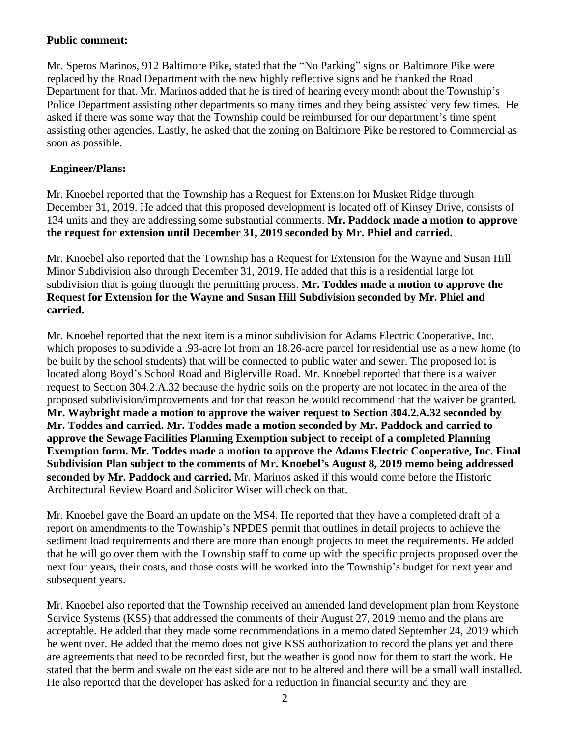**Public comment:**

Mr. Speros Marinos, 912 Baltimore Pike, stated that the "No Parking" signs on Baltimore Pike were replaced by the Road Department with the new highly reflective signs and he thanked the Road Department for that. Mr. Marinos added that he is tired of hearing every month about the Township's Police Department assisting other departments so many times and they being assisted very few times. He asked if there was some way that the Township could be reimbursed for our department's time spent assisting other agencies. Lastly, he asked that the zoning on Baltimore Pike be restored to Commercial as soon as possible.

**Engineer/Plans:**

Mr. Knoebel reported that the Township has a Request for Extension for Musket Ridge through December 31, 2019. He added that this proposed development is located off of Kinsey Drive, consists of 134 units and they are addressing some substantial comments. **Mr. Paddock made a motion to approve the request for extension until December 31, 2019 seconded by Mr. Phiel and carried.**

Mr. Knoebel also reported that the Township has a Request for Extension for the Wayne and Susan Hill Minor Subdivision also through December 31, 2019. He added that this is a residential large lot subdivision that is going through the permitting process. **Mr. Toddes made a motion to approve the Request for Extension for the Wayne and Susan Hill Subdivision seconded by Mr. Phiel and carried.**

Mr. Knoebel reported that the next item is a minor subdivision for Adams Electric Cooperative, Inc. which proposes to subdivide a .93-acre lot from an 18.26-acre parcel for residential use as a new home (to be built by the school students) that will be connected to public water and sewer. The proposed lot is located along Boyd's School Road and Biglerville Road. Mr. Knoebel reported that there is a waiver request to Section 304.2.A.32 because the hydric soils on the property are not located in the area of the proposed subdivision/improvements and for that reason he would recommend that the waiver be granted. **Mr. Waybright made a motion to approve the waiver request to Section 304.2.A.32 seconded by Mr. Toddes and carried. Mr. Toddes made a motion seconded by Mr. Paddock and carried to approve the Sewage Facilities Planning Exemption subject to receipt of a completed Planning Exemption form. Mr. Toddes made a motion to approve the Adams Electric Cooperative, Inc. Final Subdivision Plan subject to the comments of Mr. Knoebel's August 8, 2019 memo being addressed seconded by Mr. Paddock and carried.** Mr. Marinos asked if this would come before the Historic Architectural Review Board and Solicitor Wiser will check on that.

Mr. Knoebel gave the Board an update on the MS4. He reported that they have a completed draft of a report on amendments to the Township's NPDES permit that outlines in detail projects to achieve the sediment load requirements and there are more than enough projects to meet the requirements. He added that he will go over them with the Township staff to come up with the specific projects proposed over the next four years, their costs, and those costs will be worked into the Township's budget for next year and subsequent years.

Mr. Knoebel also reported that the Township received an amended land development plan from Keystone Service Systems (KSS) that addressed the comments of their August 27, 2019 memo and the plans are acceptable. He added that they made some recommendations in a memo dated September 24, 2019 which he went over. He added that the memo does not give KSS authorization to record the plans yet and there are agreements that need to be recorded first, but the weather is good now for them to start the work. He stated that the berm and swale on the east side are not to be altered and there will be a small wall installed. He also reported that the developer has asked for a reduction in financial security and they are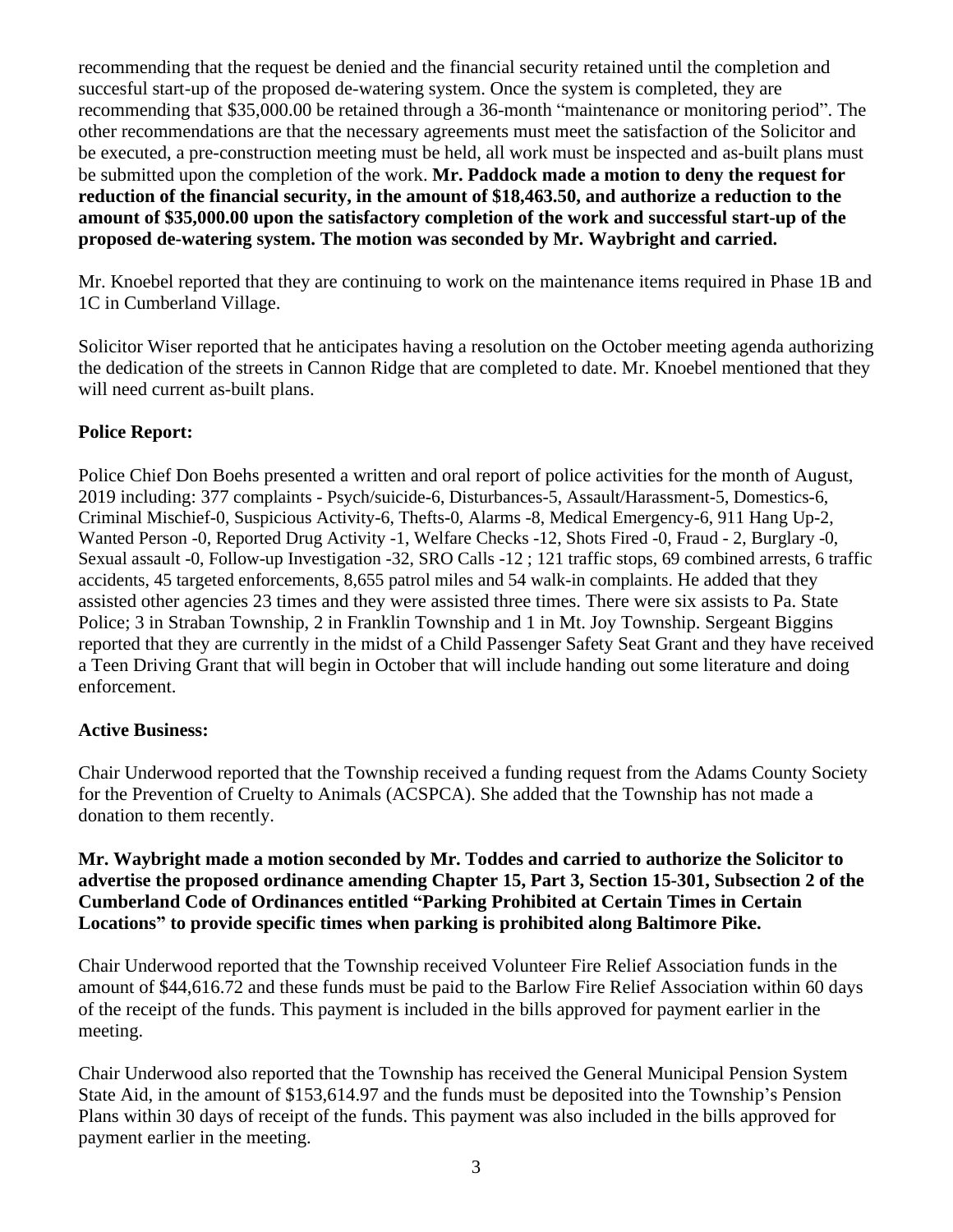recommending that the request be denied and the financial security retained until the completion and succesful start-up of the proposed de-watering system. Once the system is completed, they are recommending that $35,000.00 be retained through a 36-month "maintenance or monitoring period". The other recommendations are that the necessary agreements must meet the satisfaction of the Solicitor and be executed, a pre-construction meeting must be held, all work must be inspected and as-built plans must be submitted upon the completion of the work. **Mr. Paddock made a motion to deny the request for reduction of the financial security, in the amount of $18,463.50, and authorize a reduction to the amount of $35,000.00 upon the satisfactory completion of the work and successful start-up of the proposed de-watering system. The motion was seconded by Mr. Waybright and carried.**

Mr. Knoebel reported that they are continuing to work on the maintenance items required in Phase 1B and 1C in Cumberland Village.

Solicitor Wiser reported that he anticipates having a resolution on the October meeting agenda authorizing the dedication of the streets in Cannon Ridge that are completed to date. Mr. Knoebel mentioned that they will need current as-built plans.

**Police Report:**

Police Chief Don Boehs presented a written and oral report of police activities for the month of August, 2019 including: 377 complaints - Psych/suicide-6, Disturbances-5, Assault/Harassment-5, Domestics-6, Criminal Mischief-0, Suspicious Activity-6, Thefts-0, Alarms -8, Medical Emergency-6, 911 Hang Up-2, Wanted Person -0, Reported Drug Activity -1, Welfare Checks -12, Shots Fired -0, Fraud - 2, Burglary -0, Sexual assault -0, Follow-up Investigation -32, SRO Calls -12 ; 121 traffic stops, 69 combined arrests, 6 traffic accidents, 45 targeted enforcements, 8,655 patrol miles and 54 walk-in complaints. He added that they assisted other agencies 23 times and they were assisted three times. There were six assists to Pa. State Police; 3 in Straban Township, 2 in Franklin Township and 1 in Mt. Joy Township. Sergeant Biggins reported that they are currently in the midst of a Child Passenger Safety Seat Grant and they have received a Teen Driving Grant that will begin in October that will include handing out some literature and doing enforcement.

**Active Business:**

Chair Underwood reported that the Township received a funding request from the Adams County Society for the Prevention of Cruelty to Animals (ACSPCA). She added that the Township has not made a donation to them recently.

**Mr. Waybright made a motion seconded by Mr. Toddes and carried to authorize the Solicitor to advertise the proposed ordinance amending Chapter 15, Part 3, Section 15-301, Subsection 2 of the Cumberland Code of Ordinances entitled "Parking Prohibited at Certain Times in Certain Locations" to provide specific times when parking is prohibited along Baltimore Pike.**

Chair Underwood reported that the Township received Volunteer Fire Relief Association funds in the amount of $44,616.72 and these funds must be paid to the Barlow Fire Relief Association within 60 days of the receipt of the funds. This payment is included in the bills approved for payment earlier in the meeting.

Chair Underwood also reported that the Township has received the General Municipal Pension System State Aid, in the amount of $153,614.97 and the funds must be deposited into the Township's Pension Plans within 30 days of receipt of the funds. This payment was also included in the bills approved for payment earlier in the meeting.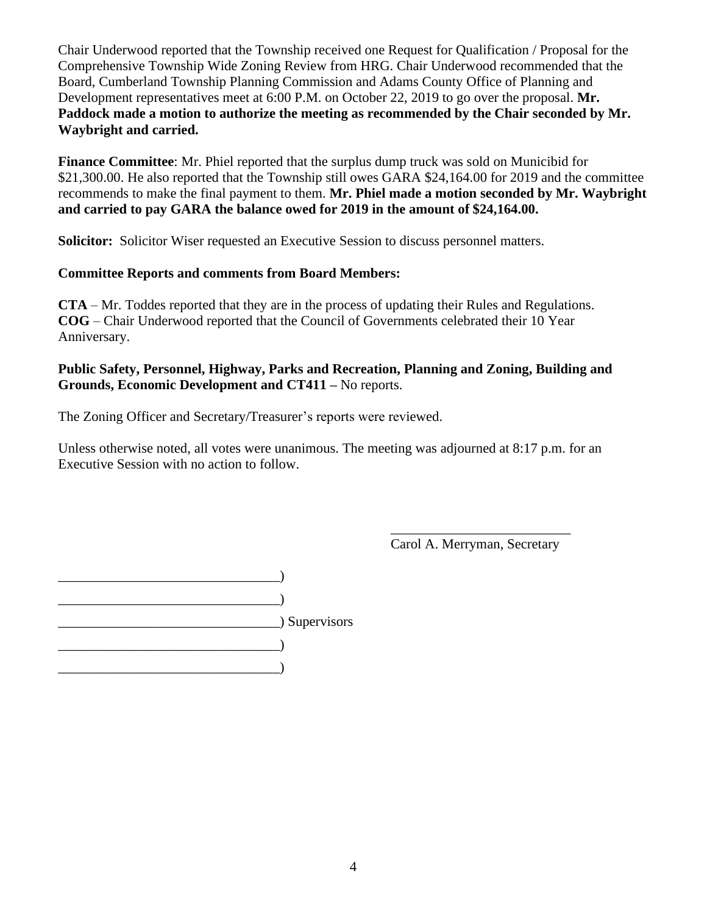Chair Underwood reported that the Township received one Request for Qualification / Proposal for the Comprehensive Township Wide Zoning Review from HRG. Chair Underwood recommended that the Board, Cumberland Township Planning Commission and Adams County Office of Planning and Development representatives meet at 6:00 P.M. on October 22, 2019 to go over the proposal. **Mr. Paddock made a motion to authorize the meeting as recommended by the Chair seconded by Mr. Waybright and carried.**

**Finance Committee**: Mr. Phiel reported that the surplus dump truck was sold on Municibid for $21,300.00. He also reported that the Township still owes GARA $24,164.00 for 2019 and the committee recommends to make the final payment to them. **Mr. Phiel made a motion seconded by Mr. Waybright and carried to pay GARA the balance owed for 2019 in the amount of $24,164.00.**

**Solicitor:** Solicitor Wiser requested an Executive Session to discuss personnel matters.

**Committee Reports and comments from Board Members:**

**CTA** – Mr. Toddes reported that they are in the process of updating their Rules and Regulations.
**COG** – Chair Underwood reported that the Council of Governments celebrated their 10 Year Anniversary.

**Public Safety, Personnel, Highway, Parks and Recreation, Planning and Zoning, Building and Grounds, Economic Development and CT411 –** No reports.

The Zoning Officer and Secretary/Treasurer's reports were reviewed.

Unless otherwise noted, all votes were unanimous. The meeting was adjourned at 8:17 p.m. for an Executive Session with no action to follow.

\_\_\_\_\_\_\_\_\_\_\_\_\_\_\_\_\_\_\_\_\_\_\_\_\_\_
Carol A. Merryman, Secretary

\_\_\_\_\_\_\_\_\_\_\_\_\_\_\_\_\_\_\_\_\_\_\_\_\_\_\_\_\_\_\_\_)
\_\_\_\_\_\_\_\_\_\_\_\_\_\_\_\_\_\_\_\_\_\_\_\_\_\_\_\_\_\_\_\_)
\_\_\_\_\_\_\_\_\_\_\_\_\_\_\_\_\_\_\_\_\_\_\_\_\_\_\_\_\_\_\_\_) Supervisors
\_\_\_\_\_\_\_\_\_\_\_\_\_\_\_\_\_\_\_\_\_\_\_\_\_\_\_\_\_\_\_\_)
\_\_\_\_\_\_\_\_\_\_\_\_\_\_\_\_\_\_\_\_\_\_\_\_\_\_\_\_\_\_\_\_)